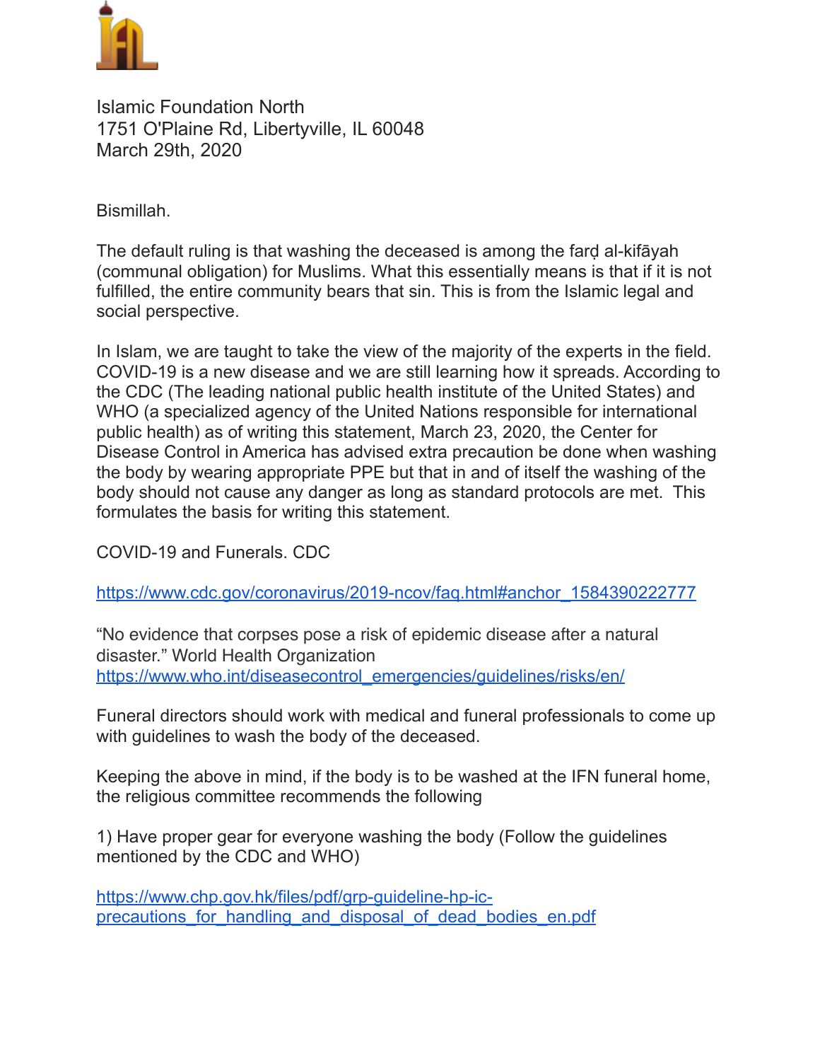Islamic Foundation North
1751 O'Plaine Rd, Libertyville, IL 60048
March 29th, 2020

Bismillah.

The default ruling is that washing the deceased is among the farḍ al-kifāyah (communal obligation) for Muslims. What this essentially means is that if it is not fulfilled, the entire community bears that sin. This is from the Islamic legal and social perspective.

In Islam, we are taught to take the view of the majority of the experts in the field. COVID-19 is a new disease and we are still learning how it spreads. According to the CDC (The leading national public health institute of the United States) and WHO (a specialized agency of the United Nations responsible for international public health) as of writing this statement, March 23, 2020, the Center for Disease Control in America has advised extra precaution be done when washing the body by wearing appropriate PPE but that in and of itself the washing of the body should not cause any danger as long as standard protocols are met. This formulates the basis for writing this statement.

COVID-19 and Funerals. CDC

https://www.cdc.gov/coronavirus/2019-ncov/faq.html#anchor_1584390222777

"No evidence that corpses pose a risk of epidemic disease after a natural disaster." World Health Organization
https://www.who.int/diseasecontrol_emergencies/guidelines/risks/en/

Funeral directors should work with medical and funeral professionals to come up with guidelines to wash the body of the deceased.

Keeping the above in mind, if the body is to be washed at the IFN funeral home, the religious committee recommends the following

1) Have proper gear for everyone washing the body (Follow the guidelines mentioned by the CDC and WHO)

https://www.chp.gov.hk/files/pdf/grp-guideline-hp-ic-precautions_for_handling_and_disposal_of_dead_bodies_en.pdf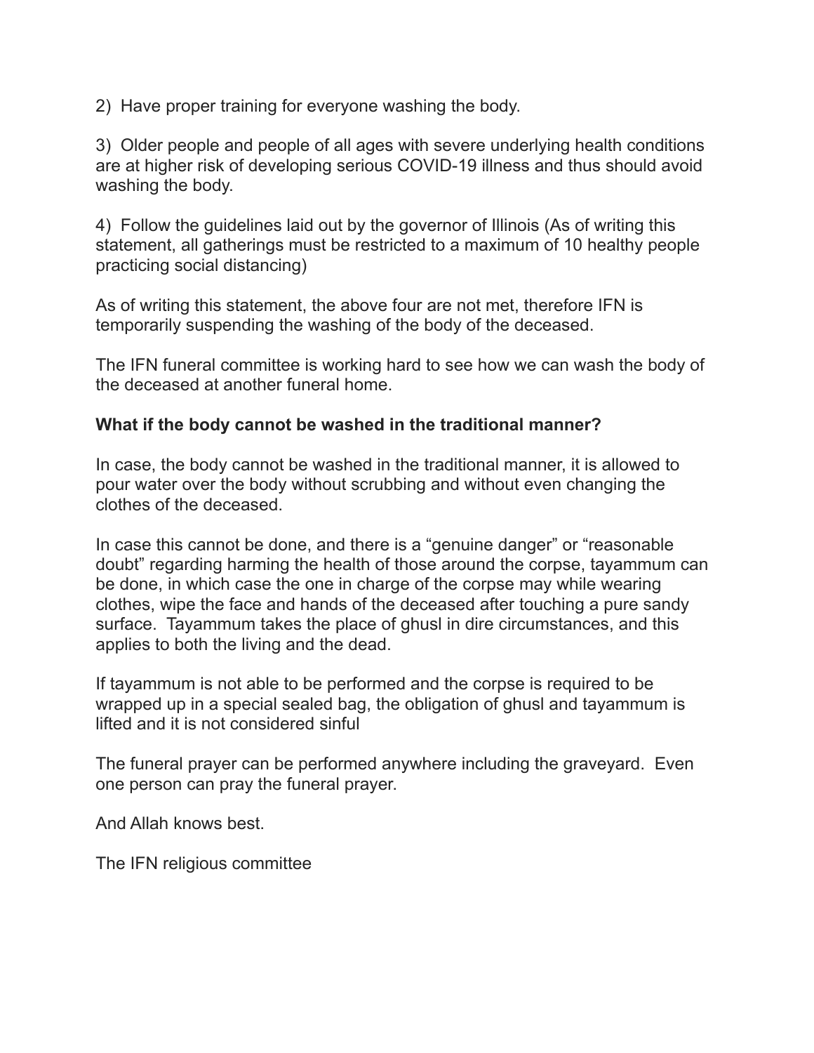2) Have proper training for everyone washing the body.

3) Older people and people of all ages with severe underlying health conditions are at higher risk of developing serious COVID-19 illness and thus should avoid washing the body.

4) Follow the guidelines laid out by the governor of Illinois (As of writing this statement, all gatherings must be restricted to a maximum of 10 healthy people practicing social distancing)

As of writing this statement, the above four are not met, therefore IFN is temporarily suspending the washing of the body of the deceased.

The IFN funeral committee is working hard to see how we can wash the body of the deceased at another funeral home.

**What if the body cannot be washed in the traditional manner?**

In case, the body cannot be washed in the traditional manner, it is allowed to pour water over the body without scrubbing and without even changing the clothes of the deceased.

In case this cannot be done, and there is a “genuine danger” or “reasonable doubt” regarding harming the health of those around the corpse, tayammum can be done, in which case the one in charge of the corpse may while wearing clothes, wipe the face and hands of the deceased after touching a pure sandy surface. Tayammum takes the place of ghusl in dire circumstances, and this applies to both the living and the dead.

If tayammum is not able to be performed and the corpse is required to be wrapped up in a special sealed bag, the obligation of ghusl and tayammum is lifted and it is not considered sinful

The funeral prayer can be performed anywhere including the graveyard. Even one person can pray the funeral prayer.

And Allah knows best.

The IFN religious committee